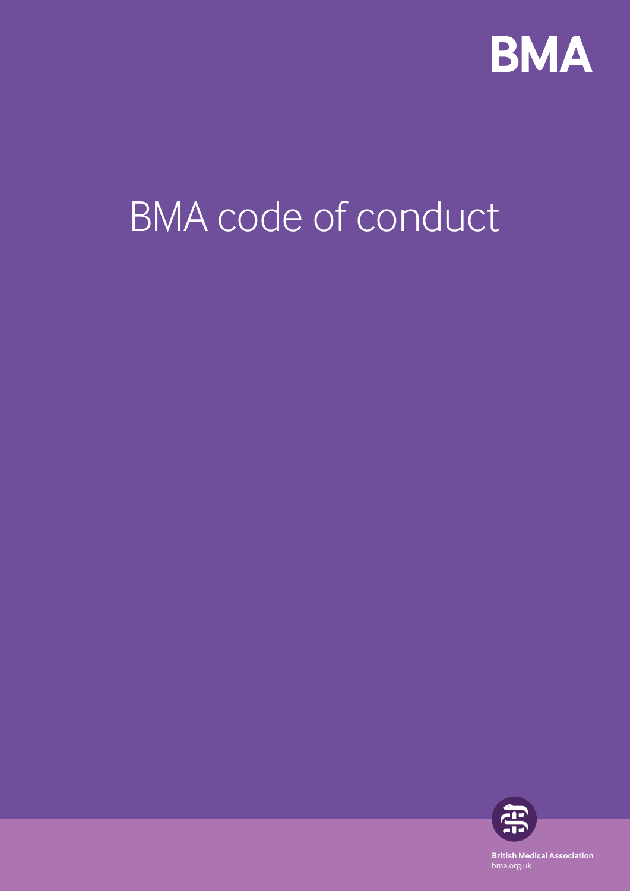BMA

# BMA code of conduct

British Medical Association
bma.org.uk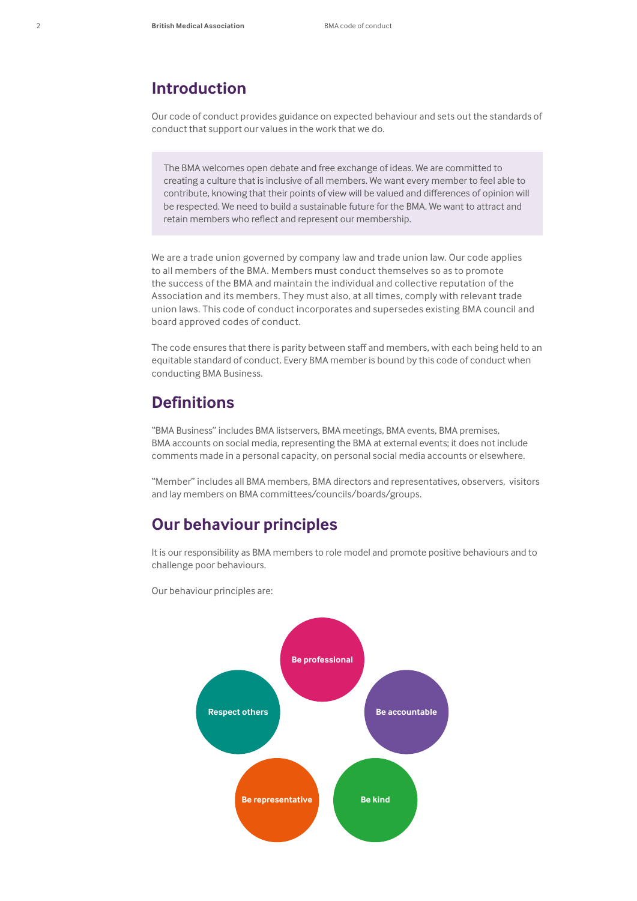## Introduction

Our code of conduct provides guidance on expected behaviour and sets out the standards of conduct that support our values in the work that we do.

> The BMA welcomes open debate and free exchange of ideas. We are committed to creating a culture that is inclusive of all members. We want every member to feel able to contribute, knowing that their points of view will be valued and differences of opinion will be respected. We need to build a sustainable future for the BMA. We want to attract and retain members who reflect and represent our membership.

We are a trade union governed by company law and trade union law. Our code applies to all members of the BMA. Members must conduct themselves so as to promote the success of the BMA and maintain the individual and collective reputation of the Association and its members. They must also, at all times, comply with relevant trade union laws. This code of conduct incorporates and supersedes existing BMA council and board approved codes of conduct.

The code ensures that there is parity between staff and members, with each being held to an equitable standard of conduct. Every BMA member is bound by this code of conduct when conducting BMA Business.

## Definitions

"BMA Business" includes BMA listservers, BMA meetings, BMA events, BMA premises, BMA accounts on social media, representing the BMA at external events; it does not include comments made in a personal capacity, on personal social media accounts or elsewhere.

"Member" includes all BMA members, BMA directors and representatives, observers, visitors and lay members on BMA committees/councils/boards/groups.

## Our behaviour principles

It is our responsibility as BMA members to role model and promote positive behaviours and to challenge poor behaviours.

Our behaviour principles are:

- Be professional
- Be accountable
- Be kind
- Be representative
- Respect others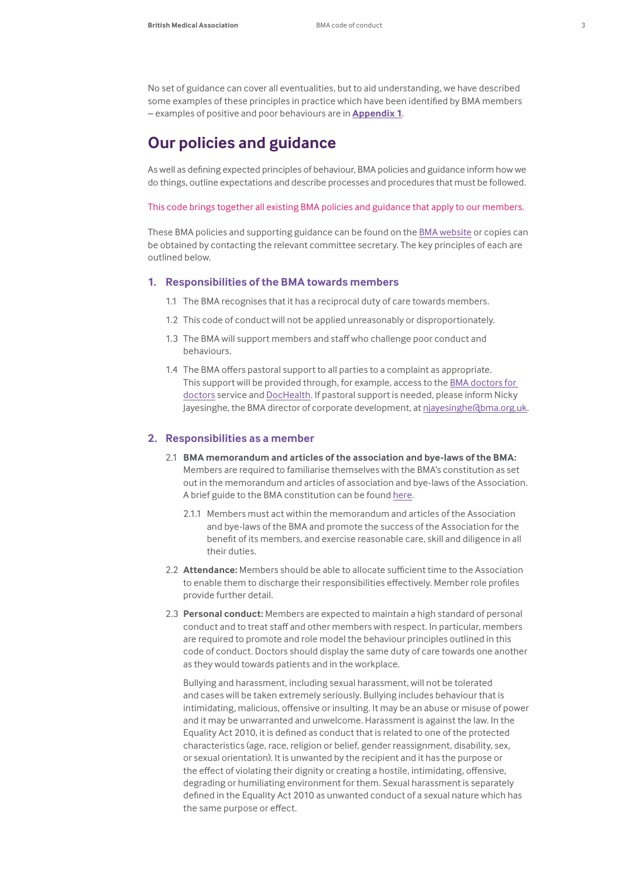No set of guidance can cover all eventualities, but to aid understanding, we have described some examples of these principles in practice which have been identified by BMA members – examples of positive and poor behaviours are in **Appendix 1**.

## Our policies and guidance

As well as defining expected principles of behaviour, BMA policies and guidance inform how we do things, outline expectations and describe processes and procedures that must be followed.

This code brings together all existing BMA policies and guidance that apply to our members.

These BMA policies and supporting guidance can be found on the BMA website or copies can be obtained by contacting the relevant committee secretary. The key principles of each are outlined below.

### 1. Responsibilities of the BMA towards members

1.1 The BMA recognises that it has a reciprocal duty of care towards members.

1.2 This code of conduct will not be applied unreasonably or disproportionately.

1.3 The BMA will support members and staff who challenge poor conduct and behaviours.

1.4 The BMA offers pastoral support to all parties to a complaint as appropriate. This support will be provided through, for example, access to the BMA doctors for doctors service and DocHealth. If pastoral support is needed, please inform Nicky Jayesinghe, the BMA director of corporate development, at njayesinghe@bma.org.uk.

### 2. Responsibilities as a member

2.1 **BMA memorandum and articles of the association and bye-laws of the BMA:** Members are required to familiarise themselves with the BMA's constitution as set out in the memorandum and articles of association and bye-laws of the Association. A brief guide to the BMA constitution can be found here.

2.1.1 Members must act within the memorandum and articles of the Association and bye-laws of the BMA and promote the success of the Association for the benefit of its members, and exercise reasonable care, skill and diligence in all their duties.

2.2 **Attendance:** Members should be able to allocate sufficient time to the Association to enable them to discharge their responsibilities effectively. Member role profiles provide further detail.

2.3 **Personal conduct:** Members are expected to maintain a high standard of personal conduct and to treat staff and other members with respect. In particular, members are required to promote and role model the behaviour principles outlined in this code of conduct. Doctors should display the same duty of care towards one another as they would towards patients and in the workplace.

Bullying and harassment, including sexual harassment, will not be tolerated and cases will be taken extremely seriously. Bullying includes behaviour that is intimidating, malicious, offensive or insulting. It may be an abuse or misuse of power and it may be unwarranted and unwelcome. Harassment is against the law. In the Equality Act 2010, it is defined as conduct that is related to one of the protected characteristics (age, race, religion or belief, gender reassignment, disability, sex, or sexual orientation). It is unwanted by the recipient and it has the purpose or the effect of violating their dignity or creating a hostile, intimidating, offensive, degrading or humiliating environment for them. Sexual harassment is separately defined in the Equality Act 2010 as unwanted conduct of a sexual nature which has the same purpose or effect.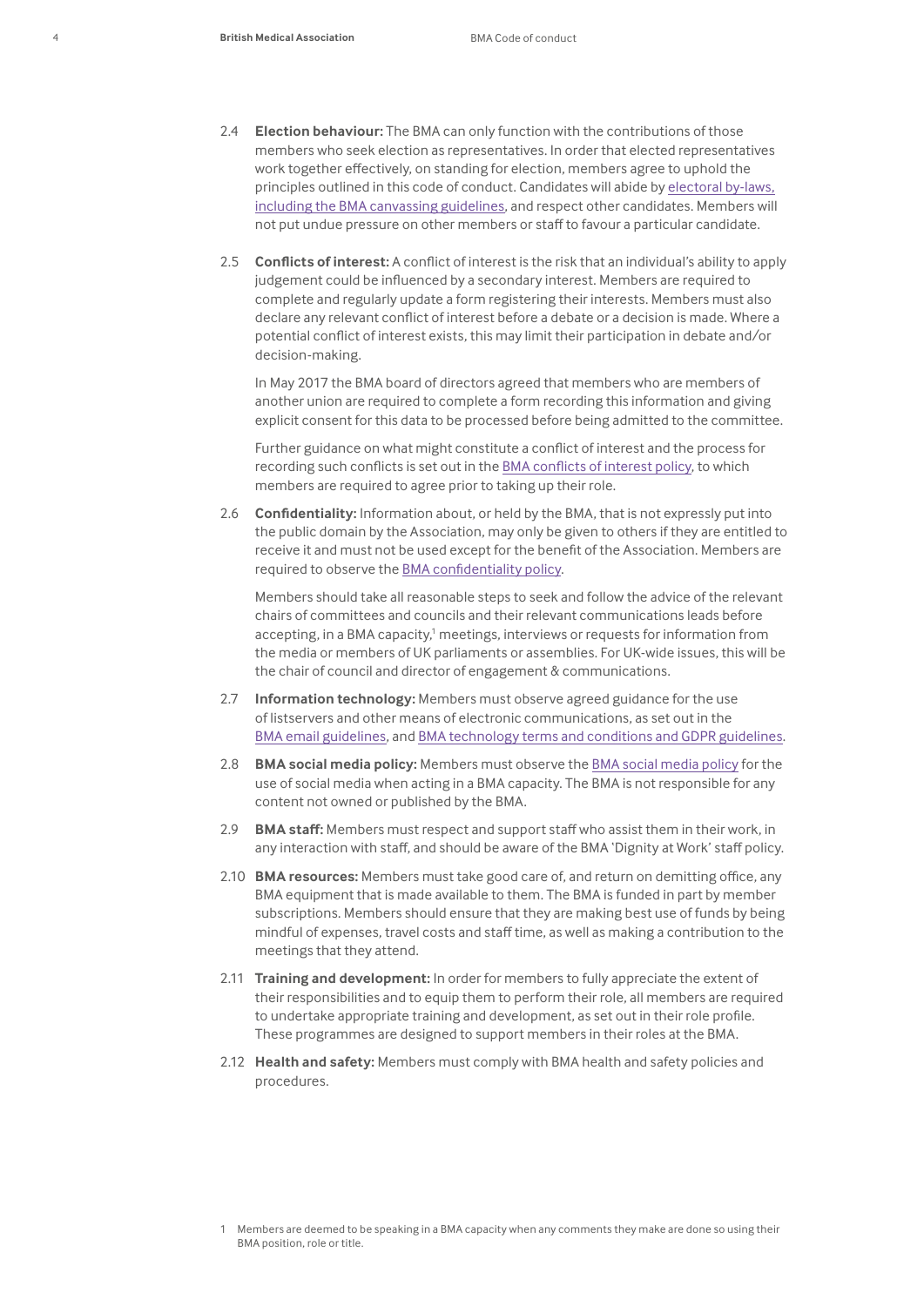2.4 **Election behaviour:** The BMA can only function with the contributions of those members who seek election as representatives. In order that elected representatives work together effectively, on standing for election, members agree to uphold the principles outlined in this code of conduct. Candidates will abide by electoral by-laws, including the BMA canvassing guidelines, and respect other candidates. Members will not put undue pressure on other members or staff to favour a particular candidate.

2.5 **Conflicts of interest:** A conflict of interest is the risk that an individual's ability to apply judgement could be influenced by a secondary interest. Members are required to complete and regularly update a form registering their interests. Members must also declare any relevant conflict of interest before a debate or a decision is made. Where a potential conflict of interest exists, this may limit their participation in debate and/or decision-making.

In May 2017 the BMA board of directors agreed that members who are members of another union are required to complete a form recording this information and giving explicit consent for this data to be processed before being admitted to the committee.

Further guidance on what might constitute a conflict of interest and the process for recording such conflicts is set out in the BMA conflicts of interest policy, to which members are required to agree prior to taking up their role.

2.6 **Confidentiality:** Information about, or held by the BMA, that is not expressly put into the public domain by the Association, may only be given to others if they are entitled to receive it and must not be used except for the benefit of the Association. Members are required to observe the BMA confidentiality policy.

Members should take all reasonable steps to seek and follow the advice of the relevant chairs of committees and councils and their relevant communications leads before accepting, in a BMA capacity,[1] meetings, interviews or requests for information from the media or members of UK parliaments or assemblies. For UK-wide issues, this will be the chair of council and director of engagement & communications.

2.7 **Information technology:** Members must observe agreed guidance for the use of listservers and other means of electronic communications, as set out in the BMA email guidelines, and BMA technology terms and conditions and GDPR guidelines.

2.8 **BMA social media policy:** Members must observe the BMA social media policy for the use of social media when acting in a BMA capacity. The BMA is not responsible for any content not owned or published by the BMA.

2.9 **BMA staff:** Members must respect and support staff who assist them in their work, in any interaction with staff, and should be aware of the BMA 'Dignity at Work' staff policy.

2.10 **BMA resources:** Members must take good care of, and return on demitting office, any BMA equipment that is made available to them. The BMA is funded in part by member subscriptions. Members should ensure that they are making best use of funds by being mindful of expenses, travel costs and staff time, as well as making a contribution to the meetings that they attend.

2.11 **Training and development:** In order for members to fully appreciate the extent of their responsibilities and to equip them to perform their role, all members are required to undertake appropriate training and development, as set out in their role profile. These programmes are designed to support members in their roles at the BMA.

2.12 **Health and safety:** Members must comply with BMA health and safety policies and procedures.

[1] Members are deemed to be speaking in a BMA capacity when any comments they make are done so using their BMA position, role or title.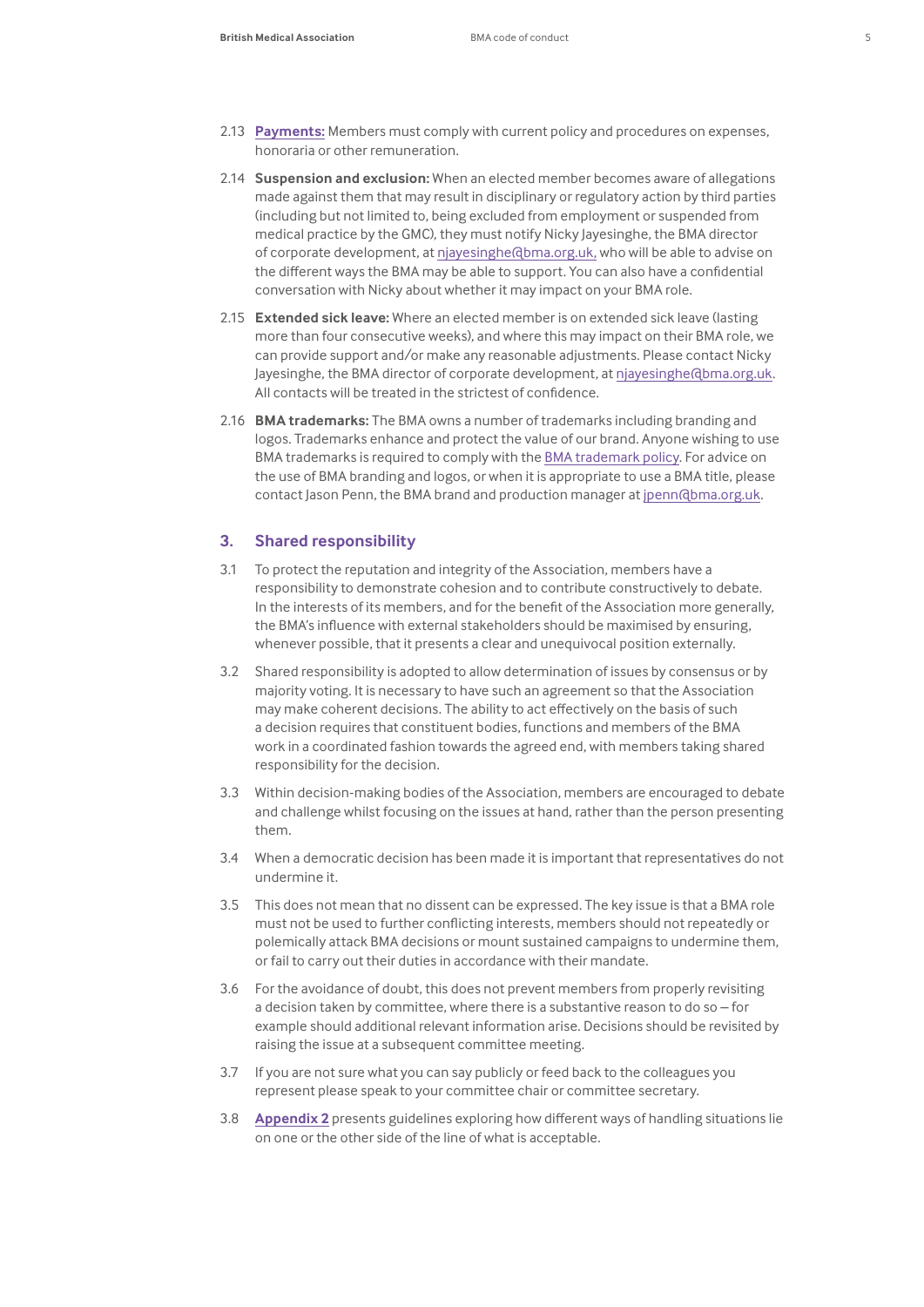2.13 **Payments:** Members must comply with current policy and procedures on expenses, honoraria or other remuneration.

2.14 **Suspension and exclusion:** When an elected member becomes aware of allegations made against them that may result in disciplinary or regulatory action by third parties (including but not limited to, being excluded from employment or suspended from medical practice by the GMC), they must notify Nicky Jayesinghe, the BMA director of corporate development, at njayesinghe@bma.org.uk, who will be able to advise on the different ways the BMA may be able to support. You can also have a confidential conversation with Nicky about whether it may impact on your BMA role.

2.15 **Extended sick leave:** Where an elected member is on extended sick leave (lasting more than four consecutive weeks), and where this may impact on their BMA role, we can provide support and/or make any reasonable adjustments. Please contact Nicky Jayesinghe, the BMA director of corporate development, at njayesinghe@bma.org.uk. All contacts will be treated in the strictest of confidence.

2.16 **BMA trademarks:** The BMA owns a number of trademarks including branding and logos. Trademarks enhance and protect the value of our brand. Anyone wishing to use BMA trademarks is required to comply with the BMA trademark policy. For advice on the use of BMA branding and logos, or when it is appropriate to use a BMA title, please contact Jason Penn, the BMA brand and production manager at jpenn@bma.org.uk.

## 3. Shared responsibility

3.1 To protect the reputation and integrity of the Association, members have a responsibility to demonstrate cohesion and to contribute constructively to debate. In the interests of its members, and for the benefit of the Association more generally, the BMA's influence with external stakeholders should be maximised by ensuring, whenever possible, that it presents a clear and unequivocal position externally.

3.2 Shared responsibility is adopted to allow determination of issues by consensus or by majority voting. It is necessary to have such an agreement so that the Association may make coherent decisions. The ability to act effectively on the basis of such a decision requires that constituent bodies, functions and members of the BMA work in a coordinated fashion towards the agreed end, with members taking shared responsibility for the decision.

3.3 Within decision-making bodies of the Association, members are encouraged to debate and challenge whilst focusing on the issues at hand, rather than the person presenting them.

3.4 When a democratic decision has been made it is important that representatives do not undermine it.

3.5 This does not mean that no dissent can be expressed. The key issue is that a BMA role must not be used to further conflicting interests, members should not repeatedly or polemically attack BMA decisions or mount sustained campaigns to undermine them, or fail to carry out their duties in accordance with their mandate.

3.6 For the avoidance of doubt, this does not prevent members from properly revisiting a decision taken by committee, where there is a substantive reason to do so – for example should additional relevant information arise. Decisions should be revisited by raising the issue at a subsequent committee meeting.

3.7 If you are not sure what you can say publicly or feed back to the colleagues you represent please speak to your committee chair or committee secretary.

3.8 **Appendix 2** presents guidelines exploring how different ways of handling situations lie on one or the other side of the line of what is acceptable.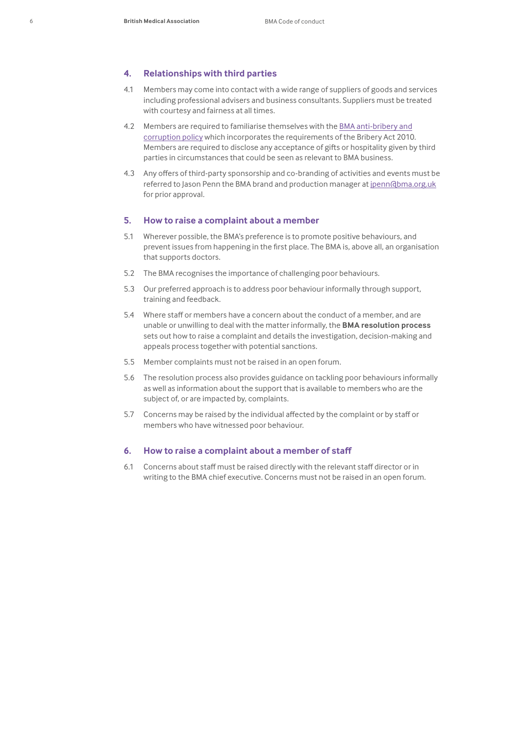## 4. Relationships with third parties

4.1 Members may come into contact with a wide range of suppliers of goods and services including professional advisers and business consultants. Suppliers must be treated with courtesy and fairness at all times.

4.2 Members are required to familiarise themselves with the BMA anti-bribery and corruption policy which incorporates the requirements of the Bribery Act 2010. Members are required to disclose any acceptance of gifts or hospitality given by third parties in circumstances that could be seen as relevant to BMA business.

4.3 Any offers of third-party sponsorship and co-branding of activities and events must be referred to Jason Penn the BMA brand and production manager at jpenn@bma.org.uk for prior approval.

## 5. How to raise a complaint about a member

5.1 Wherever possible, the BMA's preference is to promote positive behaviours, and prevent issues from happening in the first place. The BMA is, above all, an organisation that supports doctors.

5.2 The BMA recognises the importance of challenging poor behaviours.

5.3 Our preferred approach is to address poor behaviour informally through support, training and feedback.

5.4 Where staff or members have a concern about the conduct of a member, and are unable or unwilling to deal with the matter informally, the **BMA resolution process** sets out how to raise a complaint and details the investigation, decision-making and appeals process together with potential sanctions.

5.5 Member complaints must not be raised in an open forum.

5.6 The resolution process also provides guidance on tackling poor behaviours informally as well as information about the support that is available to members who are the subject of, or are impacted by, complaints.

5.7 Concerns may be raised by the individual affected by the complaint or by staff or members who have witnessed poor behaviour.

## 6. How to raise a complaint about a member of staff

6.1 Concerns about staff must be raised directly with the relevant staff director or in writing to the BMA chief executive. Concerns must not be raised in an open forum.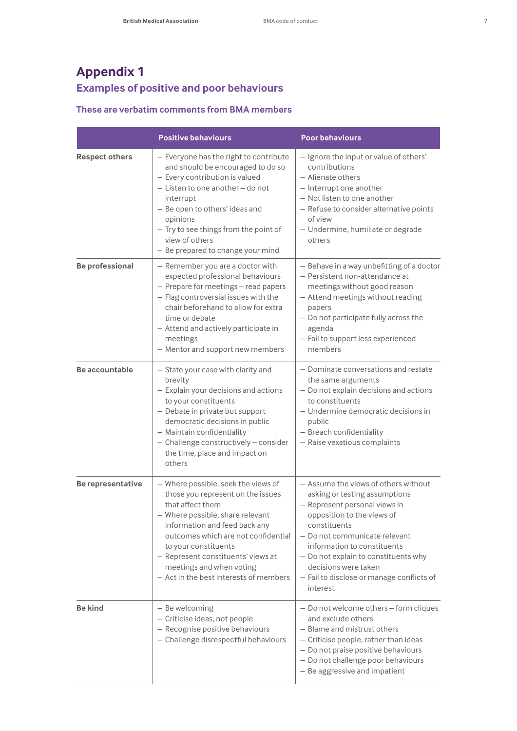# Appendix 1

## Examples of positive and poor behaviours

### These are verbatim comments from BMA members

| | Positive behaviours | Poor behaviours |
|---|---|---|
| **Respect others** | – Everyone has the right to contribute and should be encouraged to do so<br>– Every contribution is valued<br>– Listen to one another – do not interrupt<br>– Be open to others' ideas and opinions<br>– Try to see things from the point of view of others<br>– Be prepared to change your mind | – Ignore the input or value of others' contributions<br>– Alienate others<br>– Interrupt one another<br>– Not listen to one another<br>– Refuse to consider alternative points of view<br>– Undermine, humiliate or degrade others |
| **Be professional** | – Remember you are a doctor with expected professional behaviours<br>– Prepare for meetings – read papers<br>– Flag controversial issues with the chair beforehand to allow for extra time or debate<br>– Attend and actively participate in meetings<br>– Mentor and support new members | – Behave in a way unbefitting of a doctor<br>– Persistent non-attendance at meetings without good reason<br>– Attend meetings without reading papers<br>– Do not participate fully across the agenda<br>– Fail to support less experienced members |
| **Be accountable** | – State your case with clarity and brevity<br>– Explain your decisions and actions to your constituents<br>– Debate in private but support democratic decisions in public<br>– Maintain confidentiality<br>– Challenge constructively – consider the time, place and impact on others | – Dominate conversations and restate the same arguments<br>– Do not explain decisions and actions to constituents<br>– Undermine democratic decisions in public<br>– Breach confidentiality<br>– Raise vexatious complaints |
| **Be representative** | – Where possible, seek the views of those you represent on the issues that affect them<br>– Where possible, share relevant information and feed back any outcomes which are not confidential to your constituents<br>– Represent constituents' views at meetings and when voting<br>– Act in the best interests of members | – Assume the views of others without asking or testing assumptions<br>– Represent personal views in opposition to the views of constituents<br>– Do not communicate relevant information to constituents<br>– Do not explain to constituents why decisions were taken<br>– Fail to disclose or manage conflicts of interest |
| **Be kind** | – Be welcoming<br>– Criticise ideas, not people<br>– Recognise positive behaviours<br>– Challenge disrespectful behaviours | – Do not welcome others – form cliques and exclude others<br>– Blame and mistrust others<br>– Criticise people, rather than ideas<br>– Do not praise positive behaviours<br>– Do not challenge poor behaviours<br>– Be aggressive and impatient |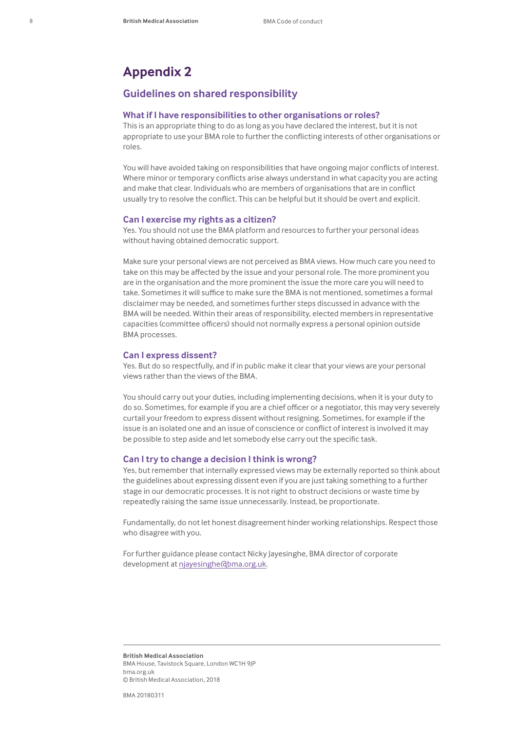# Appendix 2

## Guidelines on shared responsibility

### What if I have responsibilities to other organisations or roles?

This is an appropriate thing to do as long as you have declared the interest, but it is not appropriate to use your BMA role to further the conflicting interests of other organisations or roles.

You will have avoided taking on responsibilities that have ongoing major conflicts of interest. Where minor or temporary conflicts arise always understand in what capacity you are acting and make that clear. Individuals who are members of organisations that are in conflict usually try to resolve the conflict. This can be helpful but it should be overt and explicit.

### Can I exercise my rights as a citizen?

Yes. You should not use the BMA platform and resources to further your personal ideas without having obtained democratic support.

Make sure your personal views are not perceived as BMA views. How much care you need to take on this may be affected by the issue and your personal role. The more prominent you are in the organisation and the more prominent the issue the more care you will need to take. Sometimes it will suffice to make sure the BMA is not mentioned, sometimes a formal disclaimer may be needed, and sometimes further steps discussed in advance with the BMA will be needed. Within their areas of responsibility, elected members in representative capacities (committee officers) should not normally express a personal opinion outside BMA processes.

### Can I express dissent?

Yes. But do so respectfully, and if in public make it clear that your views are your personal views rather than the views of the BMA.

You should carry out your duties, including implementing decisions, when it is your duty to do so. Sometimes, for example if you are a chief officer or a negotiator, this may very severely curtail your freedom to express dissent without resigning. Sometimes, for example if the issue is an isolated one and an issue of conscience or conflict of interest is involved it may be possible to step aside and let somebody else carry out the specific task.

### Can I try to change a decision I think is wrong?

Yes, but remember that internally expressed views may be externally reported so think about the guidelines about expressing dissent even if you are just taking something to a further stage in our democratic processes. It is not right to obstruct decisions or waste time by repeatedly raising the same issue unnecessarily. Instead, be proportionate.

Fundamentally, do not let honest disagreement hinder working relationships. Respect those who disagree with you.

For further guidance please contact Nicky Jayesinghe, BMA director of corporate development at njayesinghe@bma.org.uk.

---

**British Medical Association**
BMA House, Tavistock Square, London WC1H 9JP
bma.org.uk
© British Medical Association, 2018

BMA 20180311